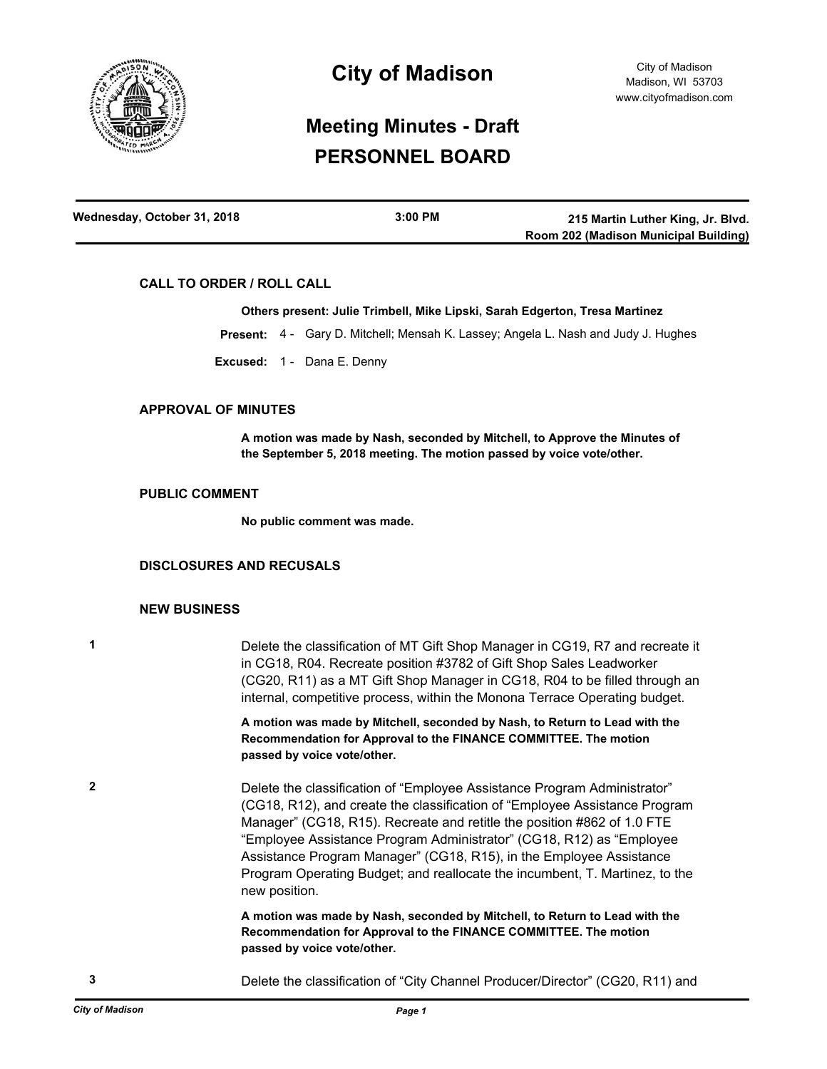# City of Madison

City of Madison
Madison, WI 53703
www.cityofmadison.com

## Meeting Minutes - Draft

## PERSONNEL BOARD

| Wednesday, October 31, 2018 | 3:00 PM | 215 Martin Luther King, Jr. Blvd. Room 202 (Madison Municipal Building) |
|---|---|---|

### CALL TO ORDER / ROLL CALL

**Others present: Julie Trimbell, Mike Lipski, Sarah Edgerton, Tresa Martinez**

**Present:** 4 - Gary D. Mitchell; Mensah K. Lassey; Angela L. Nash and Judy J. Hughes

**Excused:** 1 - Dana E. Denny

### APPROVAL OF MINUTES

**A motion was made by Nash, seconded by Mitchell, to Approve the Minutes of the September 5, 2018 meeting. The motion passed by voice vote/other.**

### PUBLIC COMMENT

**No public comment was made.**

### DISCLOSURES AND RECUSALS

### NEW BUSINESS

**1** Delete the classification of MT Gift Shop Manager in CG19, R7 and recreate it in CG18, R04. Recreate position #3782 of Gift Shop Sales Leadworker (CG20, R11) as a MT Gift Shop Manager in CG18, R04 to be filled through an internal, competitive process, within the Monona Terrace Operating budget.

**A motion was made by Mitchell, seconded by Nash, to Return to Lead with the Recommendation for Approval to the FINANCE COMMITTEE. The motion passed by voice vote/other.**

**2** Delete the classification of "Employee Assistance Program Administrator" (CG18, R12), and create the classification of "Employee Assistance Program Manager" (CG18, R15). Recreate and retitle the position #862 of 1.0 FTE "Employee Assistance Program Administrator" (CG18, R12) as "Employee Assistance Program Manager" (CG18, R15), in the Employee Assistance Program Operating Budget; and reallocate the incumbent, T. Martinez, to the new position.

**A motion was made by Nash, seconded by Mitchell, to Return to Lead with the Recommendation for Approval to the FINANCE COMMITTEE. The motion passed by voice vote/other.**

**3** Delete the classification of "City Channel Producer/Director" (CG20, R11) and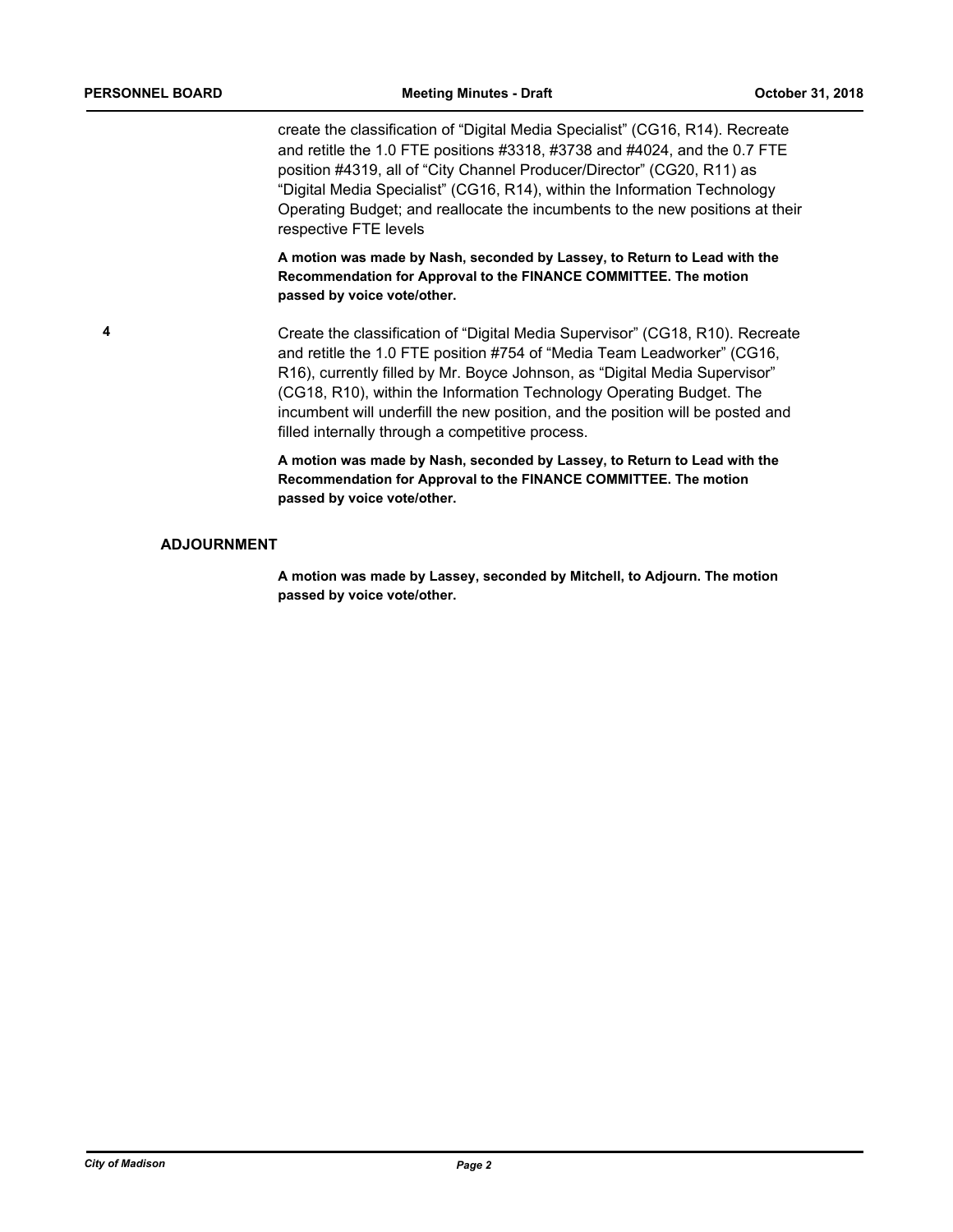create the classification of “Digital Media Specialist” (CG16, R14). Recreate and retitle the 1.0 FTE positions #3318, #3738 and #4024, and the 0.7 FTE position #4319, all of “City Channel Producer/Director” (CG20, R11) as “Digital Media Specialist” (CG16, R14), within the Information Technology Operating Budget; and reallocate the incumbents to the new positions at their respective FTE levels

**A motion was made by Nash, seconded by Lassey, to Return to Lead with the Recommendation for Approval to the FINANCE COMMITTEE. The motion passed by voice vote/other.**

**4** Create the classification of “Digital Media Supervisor” (CG18, R10). Recreate and retitle the 1.0 FTE position #754 of “Media Team Leadworker” (CG16, R16), currently filled by Mr. Boyce Johnson, as “Digital Media Supervisor” (CG18, R10), within the Information Technology Operating Budget. The incumbent will underfill the new position, and the position will be posted and filled internally through a competitive process.

**A motion was made by Nash, seconded by Lassey, to Return to Lead with the Recommendation for Approval to the FINANCE COMMITTEE. The motion passed by voice vote/other.**

## ADJOURNMENT

**A motion was made by Lassey, seconded by Mitchell, to Adjourn. The motion passed by voice vote/other.**